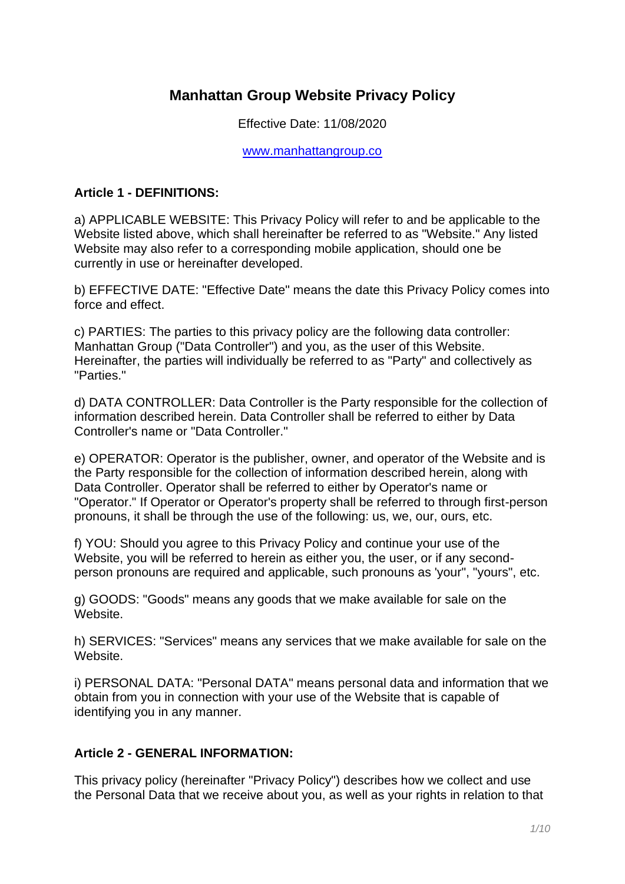# Manhattan Group Website Privacy Policy

Effective Date: 11/08/2020

www.manhattangroup.co

## Article 1 - DEFINITIONS:

a) APPLICABLE WEBSITE: This Privacy Policy will refer to and be applicable to the Website listed above, which shall hereinafter be referred to as "Website." Any listed Website may also refer to a corresponding mobile application, should one be currently in use or hereinafter developed.

b) EFFECTIVE DATE: "Effective Date" means the date this Privacy Policy comes into force and effect.

c) PARTIES: The parties to this privacy policy are the following data controller: Manhattan Group ("Data Controller") and you, as the user of this Website. Hereinafter, the parties will individually be referred to as "Party" and collectively as "Parties."

d) DATA CONTROLLER: Data Controller is the Party responsible for the collection of information described herein. Data Controller shall be referred to either by Data Controller's name or "Data Controller."

e) OPERATOR: Operator is the publisher, owner, and operator of the Website and is the Party responsible for the collection of information described herein, along with Data Controller. Operator shall be referred to either by Operator's name or "Operator." If Operator or Operator's property shall be referred to through first-person pronouns, it shall be through the use of the following: us, we, our, ours, etc.

f) YOU: Should you agree to this Privacy Policy and continue your use of the Website, you will be referred to herein as either you, the user, or if any second-person pronouns are required and applicable, such pronouns as 'your", "yours", etc.

g) GOODS: "Goods" means any goods that we make available for sale on the Website.

h) SERVICES: "Services" means any services that we make available for sale on the Website.

i) PERSONAL DATA: "Personal DATA" means personal data and information that we obtain from you in connection with your use of the Website that is capable of identifying you in any manner.

## Article 2 - GENERAL INFORMATION:

This privacy policy (hereinafter "Privacy Policy") describes how we collect and use the Personal Data that we receive about you, as well as your rights in relation to that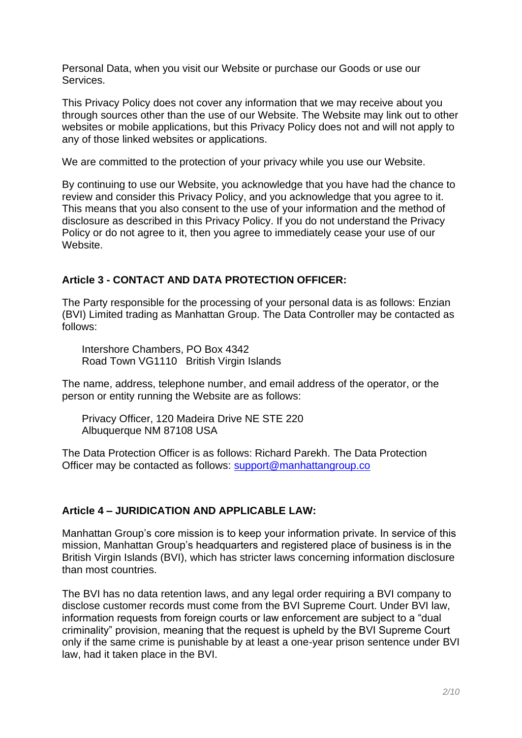Personal Data, when you visit our Website or purchase our Goods or use our Services.

This Privacy Policy does not cover any information that we may receive about you through sources other than the use of our Website. The Website may link out to other websites or mobile applications, but this Privacy Policy does not and will not apply to any of those linked websites or applications.

We are committed to the protection of your privacy while you use our Website.

By continuing to use our Website, you acknowledge that you have had the chance to review and consider this Privacy Policy, and you acknowledge that you agree to it. This means that you also consent to the use of your information and the method of disclosure as described in this Privacy Policy. If you do not understand the Privacy Policy or do not agree to it, then you agree to immediately cease your use of our Website.

## Article 3 - CONTACT AND DATA PROTECTION OFFICER:

The Party responsible for the processing of your personal data is as follows: Enzian (BVI) Limited trading as Manhattan Group. The Data Controller may be contacted as follows:

> Intershore Chambers, PO Box 4342
> Road Town VG1110 British Virgin Islands

The name, address, telephone number, and email address of the operator, or the person or entity running the Website are as follows:

> Privacy Officer, 120 Madeira Drive NE STE 220
> Albuquerque NM 87108 USA

The Data Protection Officer is as follows: Richard Parekh. The Data Protection Officer may be contacted as follows: support@manhattangroup.co

## Article 4 – JURIDICATION AND APPLICABLE LAW:

Manhattan Group's core mission is to keep your information private. In service of this mission, Manhattan Group's headquarters and registered place of business is in the British Virgin Islands (BVI), which has stricter laws concerning information disclosure than most countries.

The BVI has no data retention laws, and any legal order requiring a BVI company to disclose customer records must come from the BVI Supreme Court. Under BVI law, information requests from foreign courts or law enforcement are subject to a "dual criminality" provision, meaning that the request is upheld by the BVI Supreme Court only if the same crime is punishable by at least a one-year prison sentence under BVI law, had it taken place in the BVI.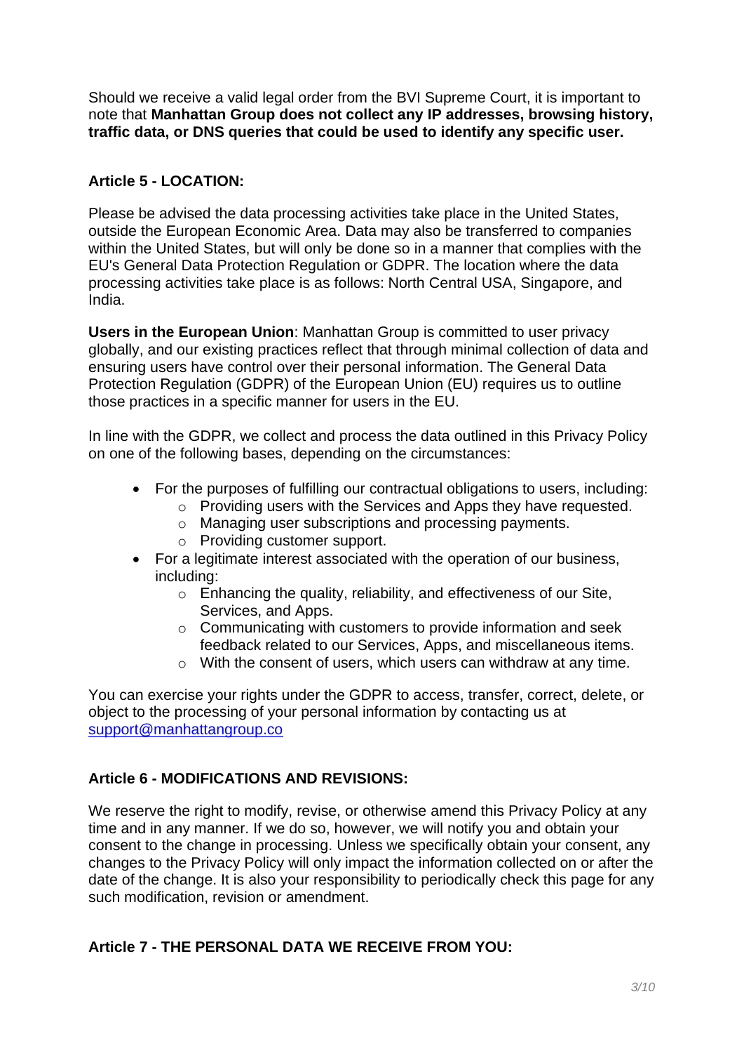Should we receive a valid legal order from the BVI Supreme Court, it is important to note that **Manhattan Group does not collect any IP addresses, browsing history, traffic data, or DNS queries that could be used to identify any specific user.**

### Article 5 - LOCATION:

Please be advised the data processing activities take place in the United States, outside the European Economic Area. Data may also be transferred to companies within the United States, but will only be done so in a manner that complies with the EU's General Data Protection Regulation or GDPR. The location where the data processing activities take place is as follows: North Central USA, Singapore, and India.

**Users in the European Union**: Manhattan Group is committed to user privacy globally, and our existing practices reflect that through minimal collection of data and ensuring users have control over their personal information. The General Data Protection Regulation (GDPR) of the European Union (EU) requires us to outline those practices in a specific manner for users in the EU.

In line with the GDPR, we collect and process the data outlined in this Privacy Policy on one of the following bases, depending on the circumstances:

- For the purposes of fulfilling our contractual obligations to users, including:
  - Providing users with the Services and Apps they have requested.
  - Managing user subscriptions and processing payments.
  - Providing customer support.
- For a legitimate interest associated with the operation of our business, including:
  - Enhancing the quality, reliability, and effectiveness of our Site, Services, and Apps.
  - Communicating with customers to provide information and seek feedback related to our Services, Apps, and miscellaneous items.
  - With the consent of users, which users can withdraw at any time.

You can exercise your rights under the GDPR to access, transfer, correct, delete, or object to the processing of your personal information by contacting us at [support@manhattangroup.co](mailto:support@manhattangroup.co)

### Article 6 - MODIFICATIONS AND REVISIONS:

We reserve the right to modify, revise, or otherwise amend this Privacy Policy at any time and in any manner. If we do so, however, we will notify you and obtain your consent to the change in processing. Unless we specifically obtain your consent, any changes to the Privacy Policy will only impact the information collected on or after the date of the change. It is also your responsibility to periodically check this page for any such modification, revision or amendment.

### Article 7 - THE PERSONAL DATA WE RECEIVE FROM YOU: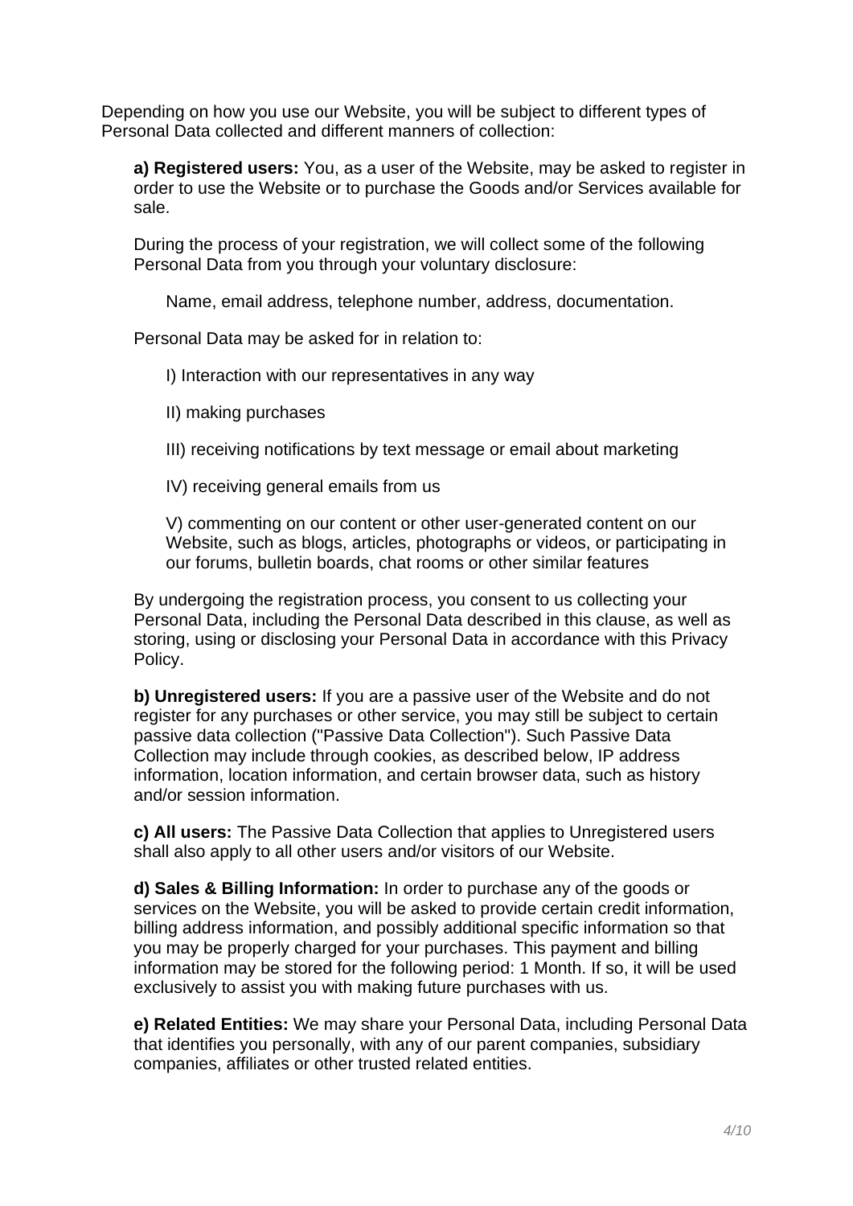Depending on how you use our Website, you will be subject to different types of Personal Data collected and different manners of collection:

**a) Registered users:** You, as a user of the Website, may be asked to register in order to use the Website or to purchase the Goods and/or Services available for sale.

During the process of your registration, we will collect some of the following Personal Data from you through your voluntary disclosure:

Name, email address, telephone number, address, documentation.

Personal Data may be asked for in relation to:

I) Interaction with our representatives in any way

II) making purchases

III) receiving notifications by text message or email about marketing

IV) receiving general emails from us

V) commenting on our content or other user-generated content on our Website, such as blogs, articles, photographs or videos, or participating in our forums, bulletin boards, chat rooms or other similar features

By undergoing the registration process, you consent to us collecting your Personal Data, including the Personal Data described in this clause, as well as storing, using or disclosing your Personal Data in accordance with this Privacy Policy.

**b) Unregistered users:** If you are a passive user of the Website and do not register for any purchases or other service, you may still be subject to certain passive data collection ("Passive Data Collection"). Such Passive Data Collection may include through cookies, as described below, IP address information, location information, and certain browser data, such as history and/or session information.

**c) All users:** The Passive Data Collection that applies to Unregistered users shall also apply to all other users and/or visitors of our Website.

**d) Sales & Billing Information:** In order to purchase any of the goods or services on the Website, you will be asked to provide certain credit information, billing address information, and possibly additional specific information so that you may be properly charged for your purchases. This payment and billing information may be stored for the following period: 1 Month. If so, it will be used exclusively to assist you with making future purchases with us.

**e) Related Entities:** We may share your Personal Data, including Personal Data that identifies you personally, with any of our parent companies, subsidiary companies, affiliates or other trusted related entities.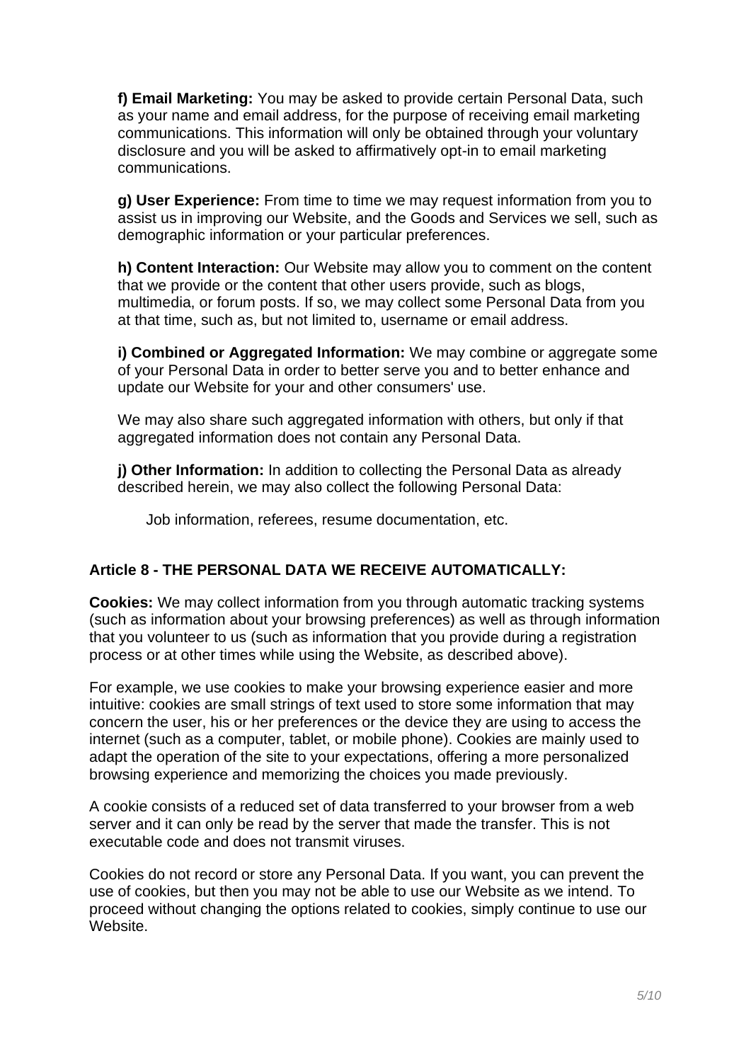**f) Email Marketing:** You may be asked to provide certain Personal Data, such as your name and email address, for the purpose of receiving email marketing communications. This information will only be obtained through your voluntary disclosure and you will be asked to affirmatively opt-in to email marketing communications.

**g) User Experience:** From time to time we may request information from you to assist us in improving our Website, and the Goods and Services we sell, such as demographic information or your particular preferences.

**h) Content Interaction:** Our Website may allow you to comment on the content that we provide or the content that other users provide, such as blogs, multimedia, or forum posts. If so, we may collect some Personal Data from you at that time, such as, but not limited to, username or email address.

**i) Combined or Aggregated Information:** We may combine or aggregate some of your Personal Data in order to better serve you and to better enhance and update our Website for your and other consumers' use.

We may also share such aggregated information with others, but only if that aggregated information does not contain any Personal Data.

**j) Other Information:** In addition to collecting the Personal Data as already described herein, we may also collect the following Personal Data:

Job information, referees, resume documentation, etc.

### Article 8 - THE PERSONAL DATA WE RECEIVE AUTOMATICALLY:

**Cookies:** We may collect information from you through automatic tracking systems (such as information about your browsing preferences) as well as through information that you volunteer to us (such as information that you provide during a registration process or at other times while using the Website, as described above).

For example, we use cookies to make your browsing experience easier and more intuitive: cookies are small strings of text used to store some information that may concern the user, his or her preferences or the device they are using to access the internet (such as a computer, tablet, or mobile phone). Cookies are mainly used to adapt the operation of the site to your expectations, offering a more personalized browsing experience and memorizing the choices you made previously.

A cookie consists of a reduced set of data transferred to your browser from a web server and it can only be read by the server that made the transfer. This is not executable code and does not transmit viruses.

Cookies do not record or store any Personal Data. If you want, you can prevent the use of cookies, but then you may not be able to use our Website as we intend. To proceed without changing the options related to cookies, simply continue to use our Website.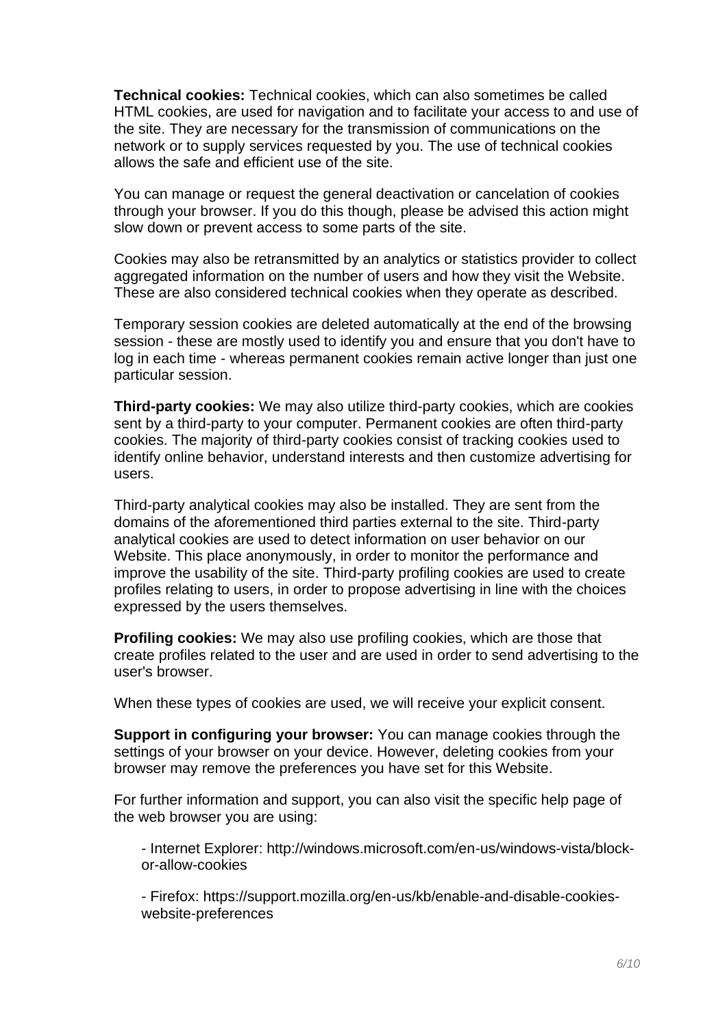**Technical cookies:** Technical cookies, which can also sometimes be called HTML cookies, are used for navigation and to facilitate your access to and use of the site. They are necessary for the transmission of communications on the network or to supply services requested by you. The use of technical cookies allows the safe and efficient use of the site.

You can manage or request the general deactivation or cancelation of cookies through your browser. If you do this though, please be advised this action might slow down or prevent access to some parts of the site.

Cookies may also be retransmitted by an analytics or statistics provider to collect aggregated information on the number of users and how they visit the Website. These are also considered technical cookies when they operate as described.

Temporary session cookies are deleted automatically at the end of the browsing session - these are mostly used to identify you and ensure that you don't have to log in each time - whereas permanent cookies remain active longer than just one particular session.

**Third-party cookies:** We may also utilize third-party cookies, which are cookies sent by a third-party to your computer. Permanent cookies are often third-party cookies. The majority of third-party cookies consist of tracking cookies used to identify online behavior, understand interests and then customize advertising for users.

Third-party analytical cookies may also be installed. They are sent from the domains of the aforementioned third parties external to the site. Third-party analytical cookies are used to detect information on user behavior on our Website. This place anonymously, in order to monitor the performance and improve the usability of the site. Third-party profiling cookies are used to create profiles relating to users, in order to propose advertising in line with the choices expressed by the users themselves.

**Profiling cookies:** We may also use profiling cookies, which are those that create profiles related to the user and are used in order to send advertising to the user's browser.

When these types of cookies are used, we will receive your explicit consent.

**Support in configuring your browser:** You can manage cookies through the settings of your browser on your device. However, deleting cookies from your browser may remove the preferences you have set for this Website.

For further information and support, you can also visit the specific help page of the web browser you are using:

- Internet Explorer: http://windows.microsoft.com/en-us/windows-vista/block-or-allow-cookies

- Firefox: https://support.mozilla.org/en-us/kb/enable-and-disable-cookies-website-preferences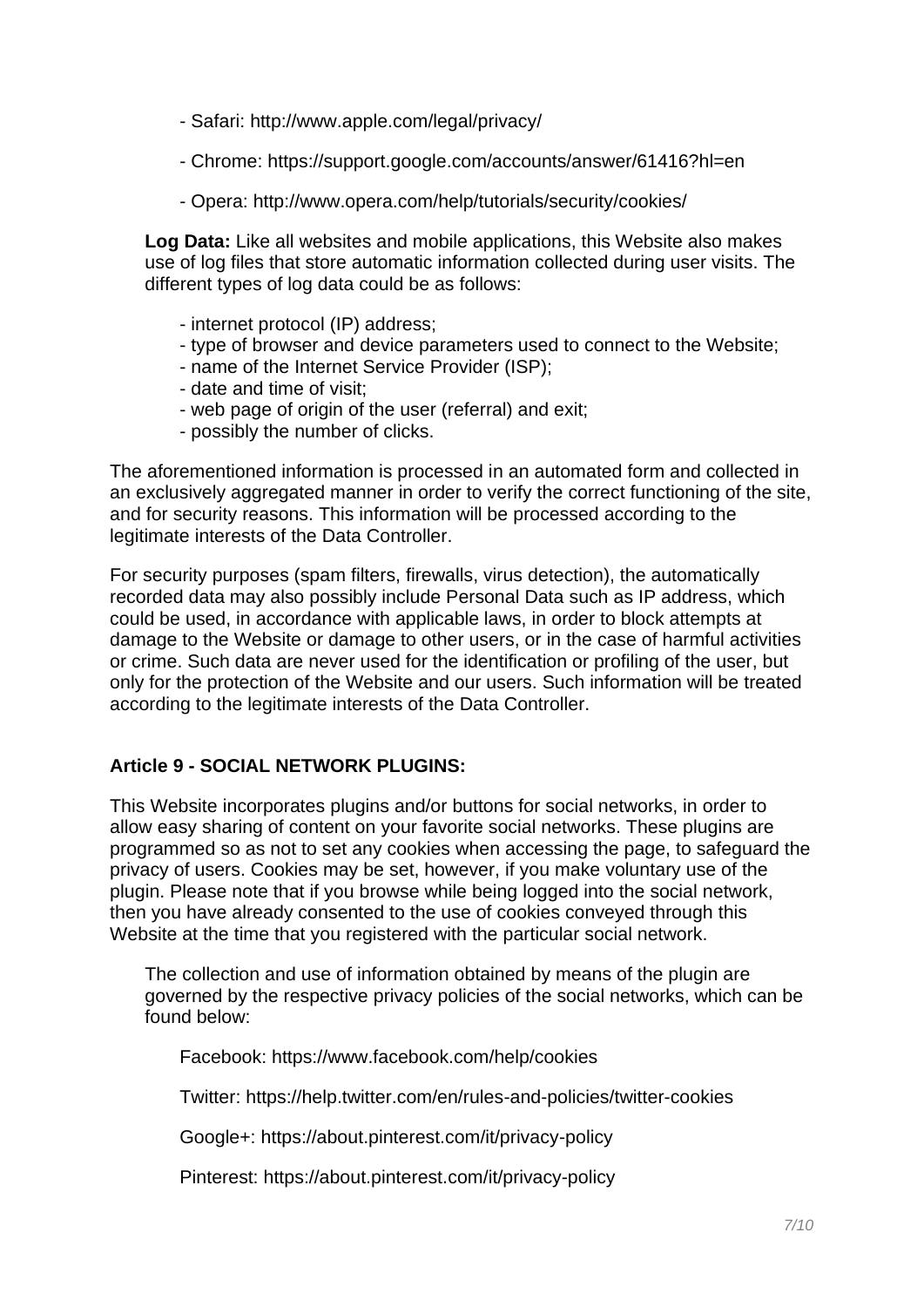- Safari: http://www.apple.com/legal/privacy/

- Chrome: https://support.google.com/accounts/answer/61416?hl=en

- Opera: http://www.opera.com/help/tutorials/security/cookies/

**Log Data:** Like all websites and mobile applications, this Website also makes use of log files that store automatic information collected during user visits. The different types of log data could be as follows:

- internet protocol (IP) address;
- type of browser and device parameters used to connect to the Website;
- name of the Internet Service Provider (ISP);
- date and time of visit;
- web page of origin of the user (referral) and exit;
- possibly the number of clicks.

The aforementioned information is processed in an automated form and collected in an exclusively aggregated manner in order to verify the correct functioning of the site, and for security reasons. This information will be processed according to the legitimate interests of the Data Controller.

For security purposes (spam filters, firewalls, virus detection), the automatically recorded data may also possibly include Personal Data such as IP address, which could be used, in accordance with applicable laws, in order to block attempts at damage to the Website or damage to other users, or in the case of harmful activities or crime. Such data are never used for the identification or profiling of the user, but only for the protection of the Website and our users. Such information will be treated according to the legitimate interests of the Data Controller.

## Article 9 - SOCIAL NETWORK PLUGINS:

This Website incorporates plugins and/or buttons for social networks, in order to allow easy sharing of content on your favorite social networks. These plugins are programmed so as not to set any cookies when accessing the page, to safeguard the privacy of users. Cookies may be set, however, if you make voluntary use of the plugin. Please note that if you browse while being logged into the social network, then you have already consented to the use of cookies conveyed through this Website at the time that you registered with the particular social network.

The collection and use of information obtained by means of the plugin are governed by the respective privacy policies of the social networks, which can be found below:

Facebook: https://www.facebook.com/help/cookies

Twitter: https://help.twitter.com/en/rules-and-policies/twitter-cookies

Google+: https://about.pinterest.com/it/privacy-policy

Pinterest: https://about.pinterest.com/it/privacy-policy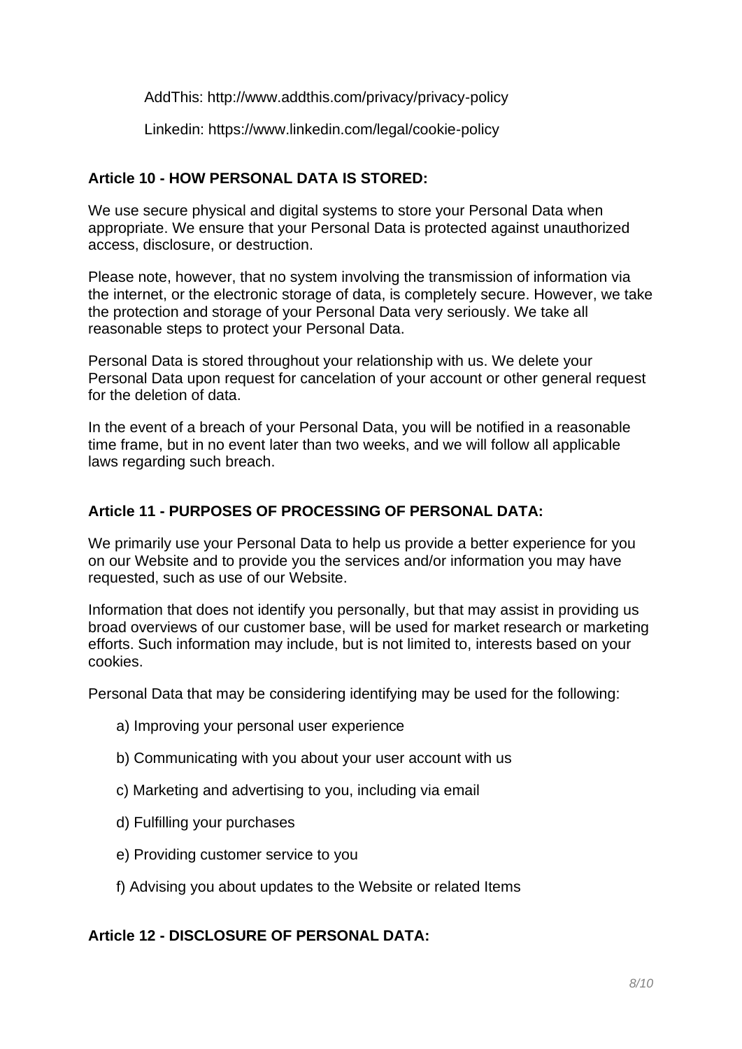AddThis: http://www.addthis.com/privacy/privacy-policy

Linkedin: https://www.linkedin.com/legal/cookie-policy

**Article 10 - HOW PERSONAL DATA IS STORED:**

We use secure physical and digital systems to store your Personal Data when appropriate. We ensure that your Personal Data is protected against unauthorized access, disclosure, or destruction.

Please note, however, that no system involving the transmission of information via the internet, or the electronic storage of data, is completely secure. However, we take the protection and storage of your Personal Data very seriously. We take all reasonable steps to protect your Personal Data.

Personal Data is stored throughout your relationship with us. We delete your Personal Data upon request for cancelation of your account or other general request for the deletion of data.

In the event of a breach of your Personal Data, you will be notified in a reasonable time frame, but in no event later than two weeks, and we will follow all applicable laws regarding such breach.

**Article 11 - PURPOSES OF PROCESSING OF PERSONAL DATA:**

We primarily use your Personal Data to help us provide a better experience for you on our Website and to provide you the services and/or information you may have requested, such as use of our Website.

Information that does not identify you personally, but that may assist in providing us broad overviews of our customer base, will be used for market research or marketing efforts. Such information may include, but is not limited to, interests based on your cookies.

Personal Data that may be considering identifying may be used for the following:

a) Improving your personal user experience

b) Communicating with you about your user account with us

c) Marketing and advertising to you, including via email

d) Fulfilling your purchases

e) Providing customer service to you

f) Advising you about updates to the Website or related Items

**Article 12 - DISCLOSURE OF PERSONAL DATA:**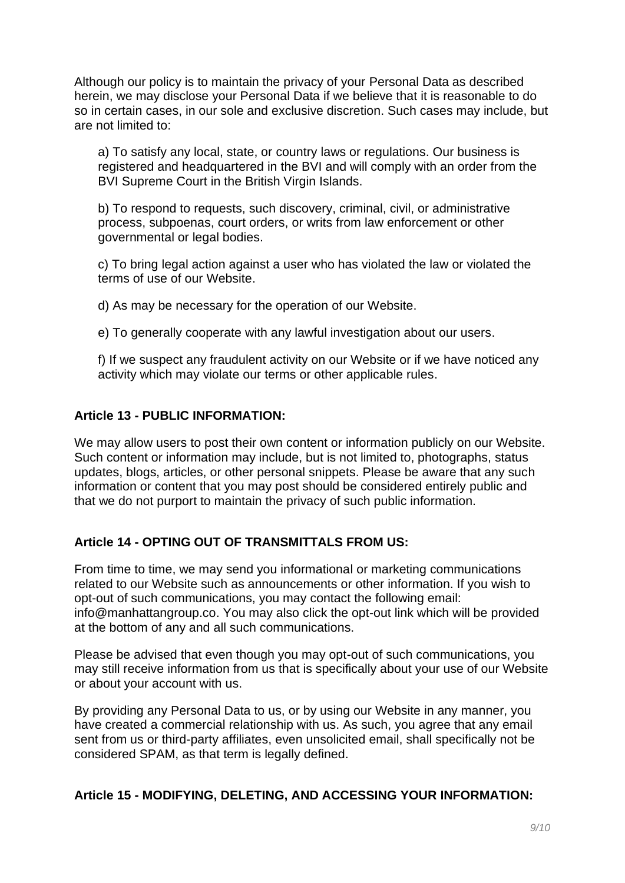Although our policy is to maintain the privacy of your Personal Data as described herein, we may disclose your Personal Data if we believe that it is reasonable to do so in certain cases, in our sole and exclusive discretion. Such cases may include, but are not limited to:

a) To satisfy any local, state, or country laws or regulations. Our business is registered and headquartered in the BVI and will comply with an order from the BVI Supreme Court in the British Virgin Islands.

b) To respond to requests, such discovery, criminal, civil, or administrative process, subpoenas, court orders, or writs from law enforcement or other governmental or legal bodies.

c) To bring legal action against a user who has violated the law or violated the terms of use of our Website.

d) As may be necessary for the operation of our Website.

e) To generally cooperate with any lawful investigation about our users.

f) If we suspect any fraudulent activity on our Website or if we have noticed any activity which may violate our terms or other applicable rules.

**Article 13 - PUBLIC INFORMATION:**

We may allow users to post their own content or information publicly on our Website. Such content or information may include, but is not limited to, photographs, status updates, blogs, articles, or other personal snippets. Please be aware that any such information or content that you may post should be considered entirely public and that we do not purport to maintain the privacy of such public information.

**Article 14 - OPTING OUT OF TRANSMITTALS FROM US:**

From time to time, we may send you informational or marketing communications related to our Website such as announcements or other information. If you wish to opt-out of such communications, you may contact the following email: info@manhattangroup.co. You may also click the opt-out link which will be provided at the bottom of any and all such communications.

Please be advised that even though you may opt-out of such communications, you may still receive information from us that is specifically about your use of our Website or about your account with us.

By providing any Personal Data to us, or by using our Website in any manner, you have created a commercial relationship with us. As such, you agree that any email sent from us or third-party affiliates, even unsolicited email, shall specifically not be considered SPAM, as that term is legally defined.

**Article 15 - MODIFYING, DELETING, AND ACCESSING YOUR INFORMATION:**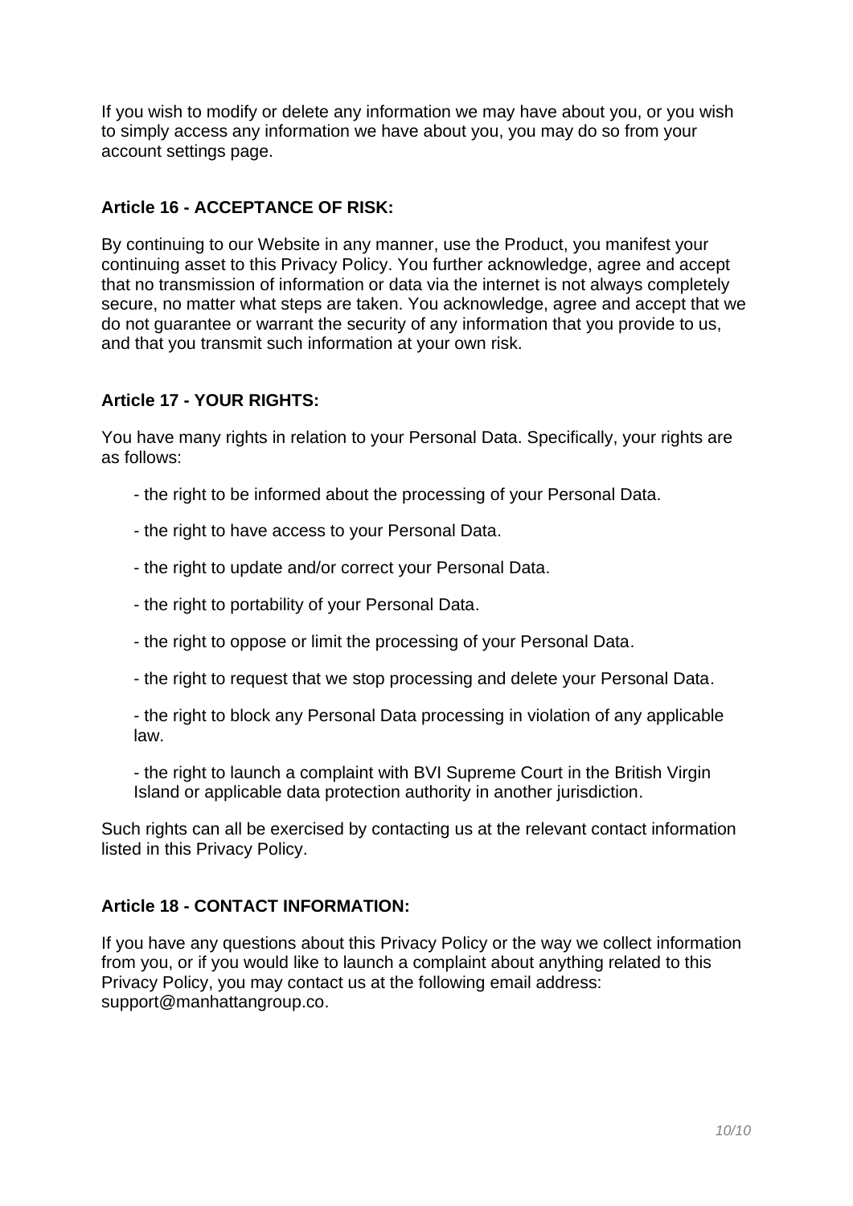If you wish to modify or delete any information we may have about you, or you wish to simply access any information we have about you, you may do so from your account settings page.

### Article 16 - ACCEPTANCE OF RISK:

By continuing to our Website in any manner, use the Product, you manifest your continuing asset to this Privacy Policy. You further acknowledge, agree and accept that no transmission of information or data via the internet is not always completely secure, no matter what steps are taken. You acknowledge, agree and accept that we do not guarantee or warrant the security of any information that you provide to us, and that you transmit such information at your own risk.

### Article 17 - YOUR RIGHTS:

You have many rights in relation to your Personal Data. Specifically, your rights are as follows:

- the right to be informed about the processing of your Personal Data.
- the right to have access to your Personal Data.
- the right to update and/or correct your Personal Data.
- the right to portability of your Personal Data.
- the right to oppose or limit the processing of your Personal Data.
- the right to request that we stop processing and delete your Personal Data.
- the right to block any Personal Data processing in violation of any applicable law.
- the right to launch a complaint with BVI Supreme Court in the British Virgin Island or applicable data protection authority in another jurisdiction.

Such rights can all be exercised by contacting us at the relevant contact information listed in this Privacy Policy.

### Article 18 - CONTACT INFORMATION:

If you have any questions about this Privacy Policy or the way we collect information from you, or if you would like to launch a complaint about anything related to this Privacy Policy, you may contact us at the following email address: support@manhattangroup.co.